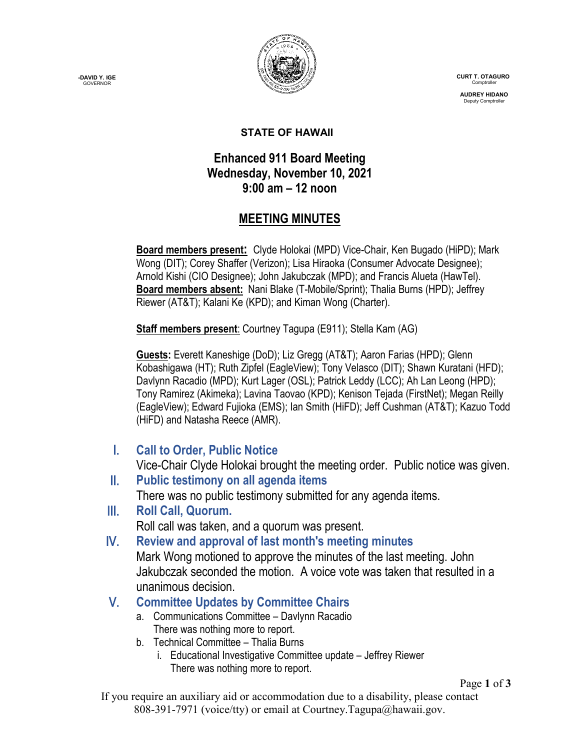-DAVID Y. IGE
GOVERNOR

CURT T. OTAGURO
Comptroller

AUDREY HIDANO
Deputy Comptroller

**STATE OF HAWAII**

# Enhanced 911 Board Meeting
## Wednesday, November 10, 2021
## 9:00 am – 12 noon

## MEETING MINUTES

**Board members present:** Clyde Holokai (MPD) Vice-Chair, Ken Bugado (HiPD); Mark Wong (DIT); Corey Shaffer (Verizon); Lisa Hiraoka (Consumer Advocate Designee); Arnold Kishi (CIO Designee); John Jakubczak (MPD); and Francis Alueta (HawTel).
**Board members absent:** Nani Blake (T-Mobile/Sprint); Thalia Burns (HPD); Jeffrey Riewer (AT&T); Kalani Ke (KPD); and Kiman Wong (Charter).

**Staff members present**: Courtney Tagupa (E911); Stella Kam (AG)

**Guests:** Everett Kaneshige (DoD); Liz Gregg (AT&T); Aaron Farias (HPD); Glenn Kobashigawa (HT); Ruth Zipfel (EagleView); Tony Velasco (DIT); Shawn Kuratani (HFD); Davlynn Racadio (MPD); Kurt Lager (OSL); Patrick Leddy (LCC); Ah Lan Leong (HPD); Tony Ramirez (Akimeka); Lavina Taovao (KPD); Kenison Tejada (FirstNet); Megan Reilly (EagleView); Edward Fujioka (EMS); Ian Smith (HiFD); Jeff Cushman (AT&T); Kazuo Todd (HiFD) and Natasha Reece (AMR).

### I. Call to Order, Public Notice
Vice-Chair Clyde Holokai brought the meeting order. Public notice was given.

### II. Public testimony on all agenda items
There was no public testimony submitted for any agenda items.

### III. Roll Call, Quorum.
Roll call was taken, and a quorum was present.

### IV. Review and approval of last month's meeting minutes
Mark Wong motioned to approve the minutes of the last meeting. John Jakubczak seconded the motion. A voice vote was taken that resulted in a unanimous decision.

### V. Committee Updates by Committee Chairs
a. Communications Committee – Davlynn Racadio
   There was nothing more to report.
b. Technical Committee – Thalia Burns
   i. Educational Investigative Committee update – Jeffrey Riewer
      There was nothing more to report.

If you require an auxiliary aid or accommodation due to a disability, please contact 808-391-7971 (voice/tty) or email at Courtney.Tagupa@hawaii.gov.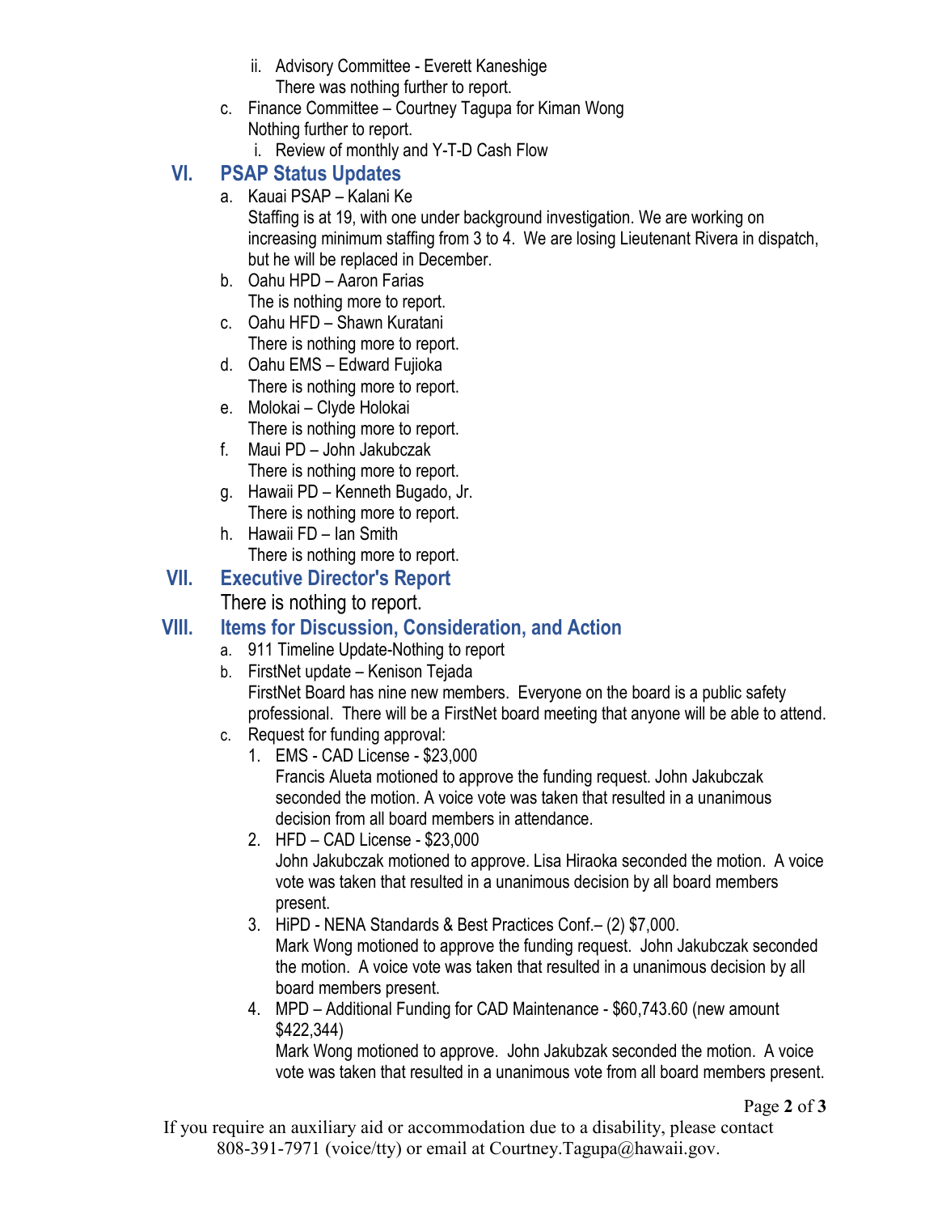ii. Advisory Committee - Everett Kaneshige
       There was nothing further to report.

c. Finance Committee – Courtney Tagupa for Kiman Wong
   Nothing further to report.
   i. Review of monthly and Y-T-D Cash Flow

## VI. PSAP Status Updates

a. Kauai PSAP – Kalani Ke
   Staffing is at 19, with one under background investigation. We are working on increasing minimum staffing from 3 to 4. We are losing Lieutenant Rivera in dispatch, but he will be replaced in December.
b. Oahu HPD – Aaron Farias
   The is nothing more to report.
c. Oahu HFD – Shawn Kuratani
   There is nothing more to report.
d. Oahu EMS – Edward Fujioka
   There is nothing more to report.
e. Molokai – Clyde Holokai
   There is nothing more to report.
f. Maui PD – John Jakubczak
   There is nothing more to report.
g. Hawaii PD – Kenneth Bugado, Jr.
   There is nothing more to report.
h. Hawaii FD – Ian Smith
   There is nothing more to report.

## VII. Executive Director's Report

There is nothing to report.

## VIII. Items for Discussion, Consideration, and Action

a. 911 Timeline Update-Nothing to report
b. FirstNet update – Kenison Tejada
   FirstNet Board has nine new members. Everyone on the board is a public safety professional. There will be a FirstNet board meeting that anyone will be able to attend.
c. Request for funding approval:
   1. EMS - CAD License - $23,000
      Francis Alueta motioned to approve the funding request. John Jakubczak seconded the motion. A voice vote was taken that resulted in a unanimous decision from all board members in attendance.
   2. HFD – CAD License - $23,000
      John Jakubczak motioned to approve. Lisa Hiraoka seconded the motion. A voice vote was taken that resulted in a unanimous decision by all board members present.
   3. HiPD - NENA Standards & Best Practices Conf.– (2) $7,000.
      Mark Wong motioned to approve the funding request. John Jakubczak seconded the motion. A voice vote was taken that resulted in a unanimous decision by all board members present.
   4. MPD – Additional Funding for CAD Maintenance - $60,743.60 (new amount $422,344)
      Mark Wong motioned to approve. John Jakubzak seconded the motion. A voice vote was taken that resulted in a unanimous vote from all board members present.

If you require an auxiliary aid or accommodation due to a disability, please contact 808-391-7971 (voice/tty) or email at Courtney.Tagupa@hawaii.gov.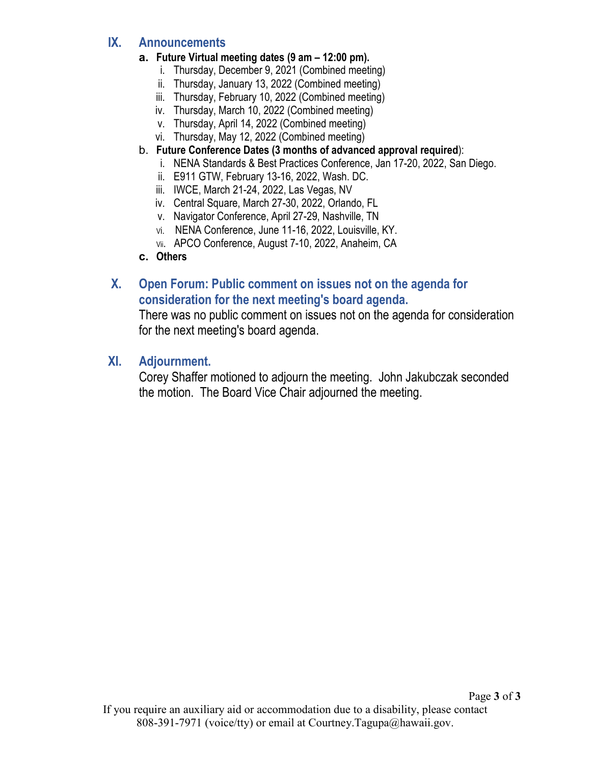## IX. Announcements

**a. Future Virtual meeting dates (9 am – 12:00 pm).**

i. Thursday, December 9, 2021 (Combined meeting)
ii. Thursday, January 13, 2022 (Combined meeting)
iii. Thursday, February 10, 2022 (Combined meeting)
iv. Thursday, March 10, 2022 (Combined meeting)
v. Thursday, April 14, 2022 (Combined meeting)
vi. Thursday, May 12, 2022 (Combined meeting)

b. **Future Conference Dates (3 months of advanced approval required**):

i. NENA Standards & Best Practices Conference, Jan 17-20, 2022, San Diego.
ii. E911 GTW, February 13-16, 2022, Wash. DC.
iii. IWCE, March 21-24, 2022, Las Vegas, NV
iv. Central Square, March 27-30, 2022, Orlando, FL
v. Navigator Conference, April 27-29, Nashville, TN
vi. NENA Conference, June 11-16, 2022, Louisville, KY.
vii. APCO Conference, August 7-10, 2022, Anaheim, CA

**c. Others**

## X. Open Forum: Public comment on issues not on the agenda for consideration for the next meeting's board agenda.

There was no public comment on issues not on the agenda for consideration for the next meeting's board agenda.

## XI. Adjournment.

Corey Shaffer motioned to adjourn the meeting. John Jakubczak seconded the motion. The Board Vice Chair adjourned the meeting.

If you require an auxiliary aid or accommodation due to a disability, please contact 808-391-7971 (voice/tty) or email at Courtney.Tagupa@hawaii.gov.